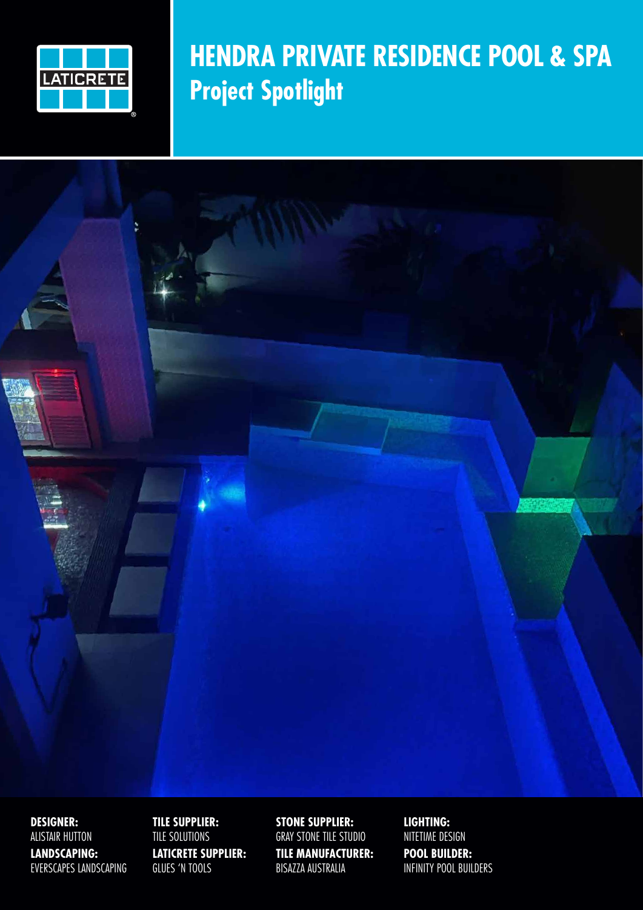# HENDRA PRIVATE RESIDENCE POOL & SPA

## Project Spotlight

**DESIGNER:**
ALISTAIR HUTTON

**LANDSCAPING:**
EVERSCAPES LANDSCAPING

**TILE SUPPLIER:**
TILE SOLUTIONS

**LATICRETE SUPPLIER:**
GLUES 'N TOOLS

**STONE SUPPLIER:**
GRAY STONE TILE STUDIO

**TILE MANUFACTURER:**
BISAZZA AUSTRALIA

**LIGHTING:**
NITETIME DESIGN

**POOL BUILDER:**
INFINITY POOL BUILDERS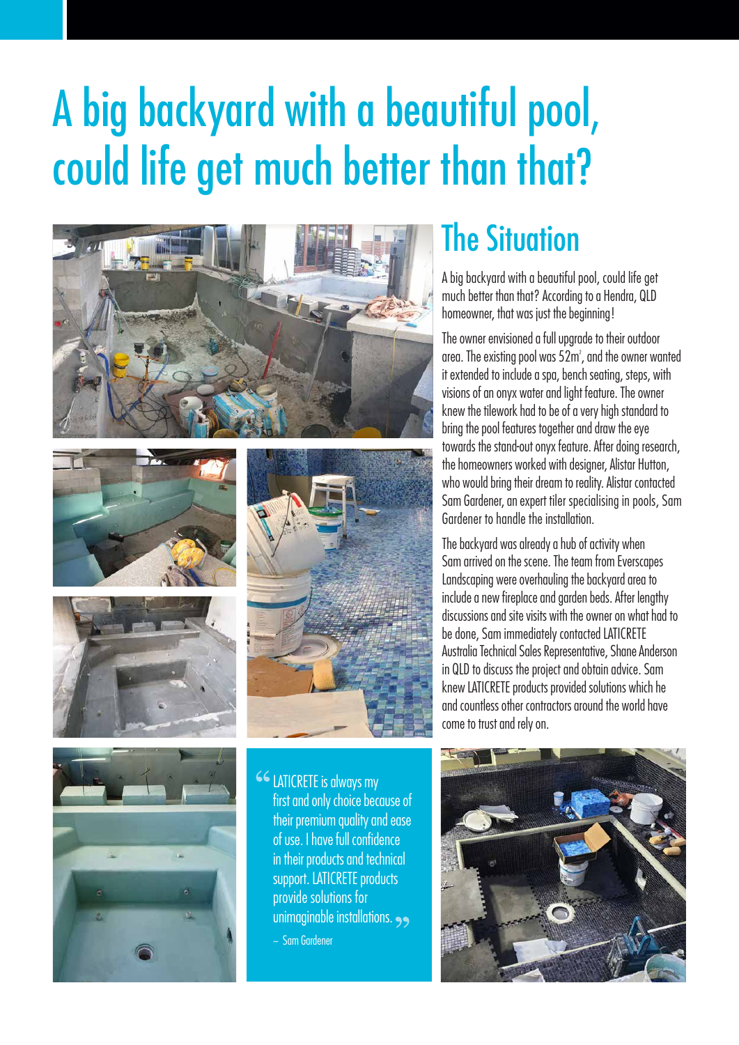# A big backyard with a beautiful pool, could life get much better than that?

## The Situation

A big backyard with a beautiful pool, could life get much better than that? According to a Hendra, QLD homeowner, that was just the beginning!

The owner envisioned a full upgrade to their outdoor area. The existing pool was 52m$^2$, and the owner wanted it extended to include a spa, bench seating, steps, with visions of an onyx water and light feature. The owner knew the tilework had to be of a very high standard to bring the pool features together and draw the eye towards the stand-out onyx feature. After doing research, the homeowners worked with designer, Alistar Hutton, who would bring their dream to reality. Alistar contacted Sam Gardener, an expert tiler specialising in pools, Sam Gardener to handle the installation.

The backyard was already a hub of activity when Sam arrived on the scene. The team from Everscapes Landscaping were overhauling the backyard area to include a new fireplace and garden beds. After lengthy discussions and site visits with the owner on what had to be done, Sam immediately contacted LATICRETE Australia Technical Sales Representative, Shane Anderson in QLD to discuss the project and obtain advice. Sam knew LATICRETE products provided solutions which he and countless other contractors around the world have come to trust and rely on.

> “LATICRETE is always my first and only choice because of their premium quality and ease of use. I have full confidence in their products and technical support. LATICRETE products provide solutions for unimaginable installations.”
>
> ~ Sam Gardener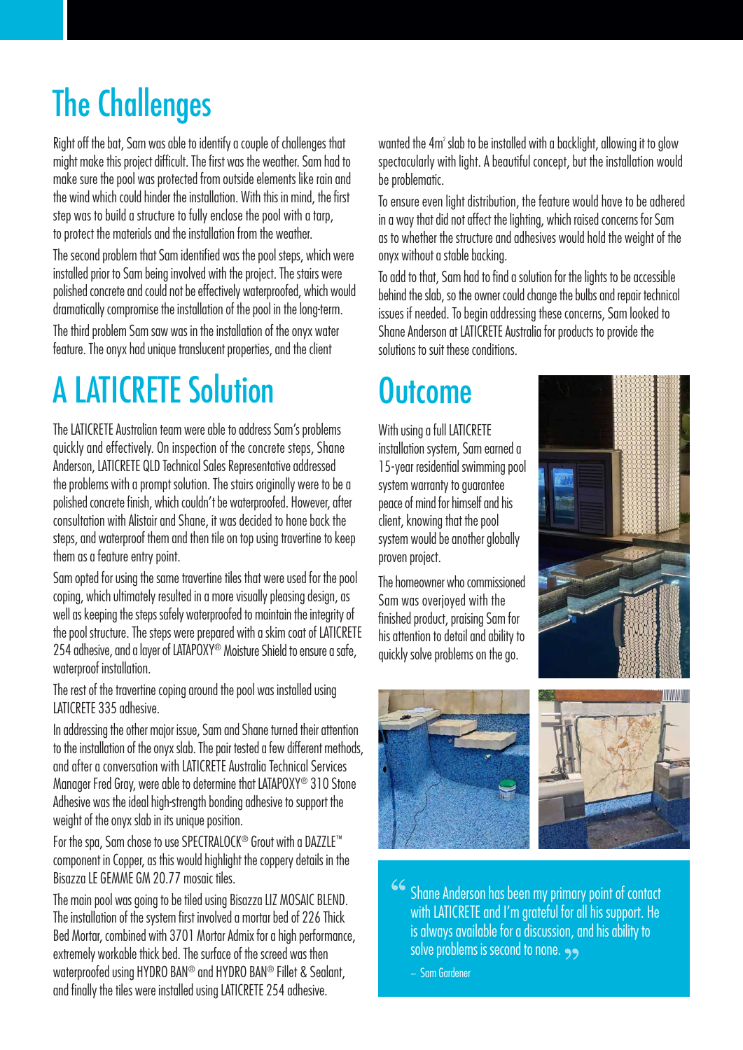# The Challenges

Right off the bat, Sam was able to identify a couple of challenges that might make this project difficult. The first was the weather. Sam had to make sure the pool was protected from outside elements like rain and the wind which could hinder the installation. With this in mind, the first step was to build a structure to fully enclose the pool with a tarp, to protect the materials and the installation from the weather.

The second problem that Sam identified was the pool steps, which were installed prior to Sam being involved with the project. The stairs were polished concrete and could not be effectively waterproofed, which would dramatically compromise the installation of the pool in the long-term.

The third problem Sam saw was in the installation of the onyx water feature. The onyx had unique translucent properties, and the client wanted the 4m² slab to be installed with a backlight, allowing it to glow spectacularly with light. A beautiful concept, but the installation would be problematic.

To ensure even light distribution, the feature would have to be adhered in a way that did not affect the lighting, which raised concerns for Sam as to whether the structure and adhesives would hold the weight of the onyx without a stable backing.

To add to that, Sam had to find a solution for the lights to be accessible behind the slab, so the owner could change the bulbs and repair technical issues if needed. To begin addressing these concerns, Sam looked to Shane Anderson at LATICRETE Australia for products to provide the solutions to suit these conditions.

# A LATICRETE Solution

The LATICRETE Australian team were able to address Sam's problems quickly and effectively. On inspection of the concrete steps, Shane Anderson, LATICRETE QLD Technical Sales Representative addressed the problems with a prompt solution. The stairs originally were to be a polished concrete finish, which couldn't be waterproofed. However, after consultation with Alistair and Shane, it was decided to hone back the steps, and waterproof them and then tile on top using travertine to keep them as a feature entry point.

Sam opted for using the same travertine tiles that were used for the pool coping, which ultimately resulted in a more visually pleasing design, as well as keeping the steps safely waterproofed to maintain the integrity of the pool structure. The steps were prepared with a skim coat of LATICRETE 254 adhesive, and a layer of LATAPOXY® Moisture Shield to ensure a safe, waterproof installation.

The rest of the travertine coping around the pool was installed using LATICRETE 335 adhesive.

In addressing the other major issue, Sam and Shane turned their attention to the installation of the onyx slab. The pair tested a few different methods, and after a conversation with LATICRETE Australia Technical Services Manager Fred Gray, were able to determine that LATAPOXY® 310 Stone Adhesive was the ideal high-strength bonding adhesive to support the weight of the onyx slab in its unique position.

For the spa, Sam chose to use SPECTRALOCK® Grout with a DAZZLE™ component in Copper, as this would highlight the coppery details in the Bisazza LE GEMME GM 20.77 mosaic tiles.

The main pool was going to be tiled using Bisazza LIZ MOSAIC BLEND. The installation of the system first involved a mortar bed of 226 Thick Bed Mortar, combined with 3701 Mortar Admix for a high performance, extremely workable thick bed. The surface of the screed was then waterproofed using HYDRO BAN® and HYDRO BAN® Fillet & Sealant, and finally the tiles were installed using LATICRETE 254 adhesive.

# Outcome

With using a full LATICRETE installation system, Sam earned a 15-year residential swimming pool system warranty to guarantee peace of mind for himself and his client, knowing that the pool system would be another globally proven project.

The homeowner who commissioned Sam was overjoyed with the finished product, praising Sam for his attention to detail and ability to quickly solve problems on the go.

> "Shane Anderson has been my primary point of contact with LATICRETE and I'm grateful for all his support. He is always available for a discussion, and his ability to solve problems is second to none."
>
> ~ Sam Gardener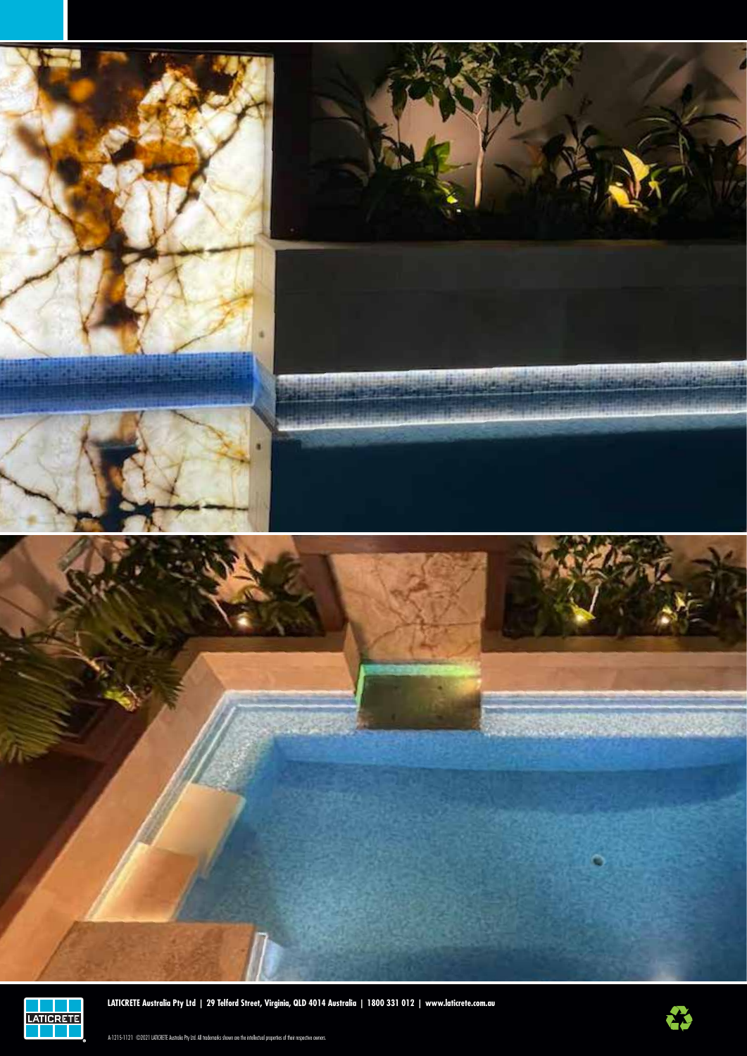LATICRETE Australia Pty Ltd | 29 Telford Street, Virginia, QLD 4014 Australia | 1800 331 012 | www.laticrete.com.au

A-1215-1121 ©2021 LATICRETE Australia Pty Ltd. All trademarks shown are the intellectual properties of their respective owners.